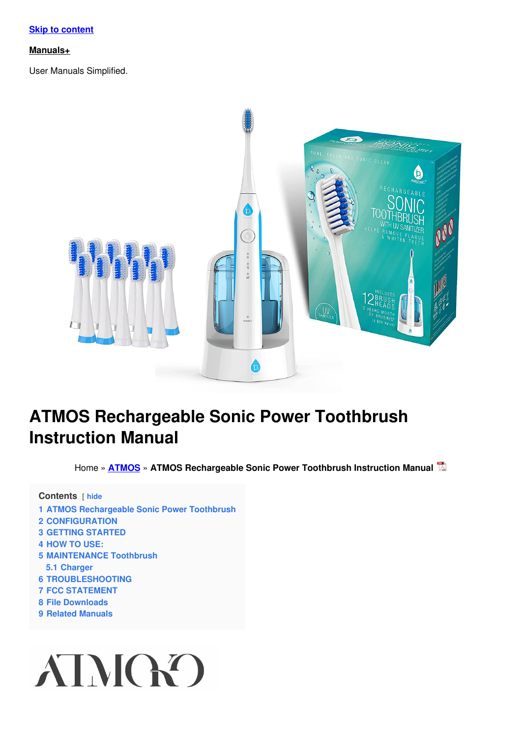[Skip to content](#)

**Manuals+**

User Manuals Simplified.

# ATMOS Rechargeable Sonic Power Toothbrush Instruction Manual

Home » **ATMOS** » **ATMOS Rechargeable Sonic Power Toothbrush Instruction Manual**

**Contents** [ hide

1 ATMOS Rechargeable Sonic Power Toothbrush
2 CONFIGURATION
3 GETTING STARTED
4 HOW TO USE:
5 MAINTENANCE Toothbrush
  5.1 Charger
6 TROUBLESHOOTING
7 FCC STATEMENT
8 File Downloads
9 Related Manuals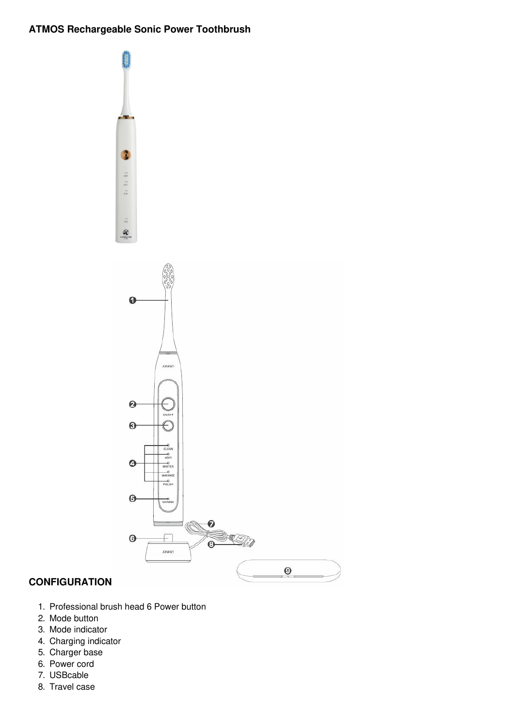**ATMOS Rechargeable Sonic Power Toothbrush**

**CONFIGURATION**

1. Professional brush head 6 Power button
2. Mode button
3. Mode indicator
4. Charging indicator
5. Charger base
6. Power cord
7. USBcable
8. Travel case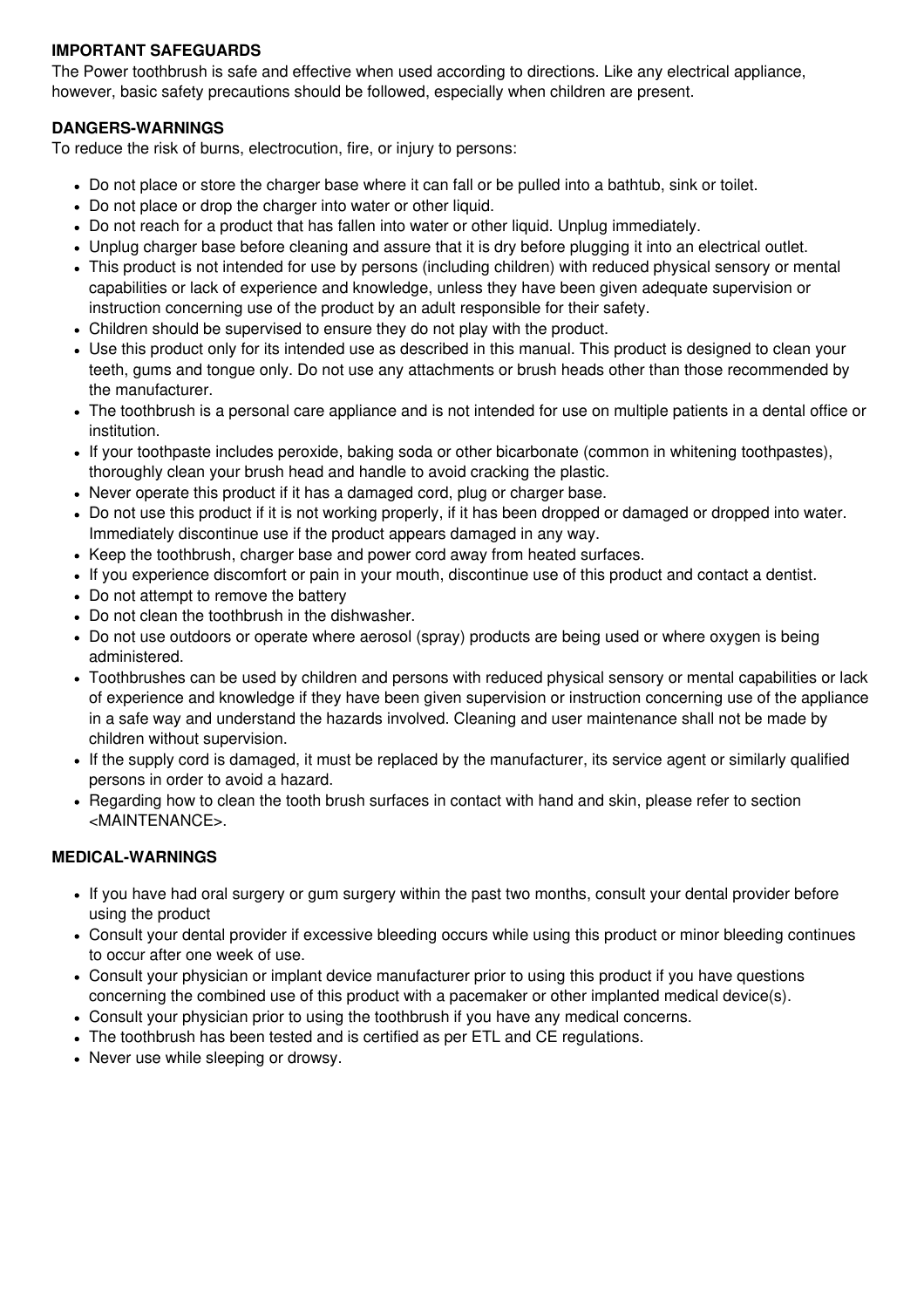**IMPORTANT SAFEGUARDS**

The Power toothbrush is safe and effective when used according to directions. Like any electrical appliance, however, basic safety precautions should be followed, especially when children are present.

**DANGERS-WARNINGS**

To reduce the risk of burns, electrocution, fire, or injury to persons:

- Do not place or store the charger base where it can fall or be pulled into a bathtub, sink or toilet.
- Do not place or drop the charger into water or other liquid.
- Do not reach for a product that has fallen into water or other liquid. Unplug immediately.
- Unplug charger base before cleaning and assure that it is dry before plugging it into an electrical outlet.
- This product is not intended for use by persons (including children) with reduced physical sensory or mental capabilities or lack of experience and knowledge, unless they have been given adequate supervision or instruction concerning use of the product by an adult responsible for their safety.
- Children should be supervised to ensure they do not play with the product.
- Use this product only for its intended use as described in this manual. This product is designed to clean your teeth, gums and tongue only. Do not use any attachments or brush heads other than those recommended by the manufacturer.
- The toothbrush is a personal care appliance and is not intended for use on multiple patients in a dental office or institution.
- If your toothpaste includes peroxide, baking soda or other bicarbonate (common in whitening toothpastes), thoroughly clean your brush head and handle to avoid cracking the plastic.
- Never operate this product if it has a damaged cord, plug or charger base.
- Do not use this product if it is not working properly, if it has been dropped or damaged or dropped into water. Immediately discontinue use if the product appears damaged in any way.
- Keep the toothbrush, charger base and power cord away from heated surfaces.
- If you experience discomfort or pain in your mouth, discontinue use of this product and contact a dentist.
- Do not attempt to remove the battery
- Do not clean the toothbrush in the dishwasher.
- Do not use outdoors or operate where aerosol (spray) products are being used or where oxygen is being administered.
- Toothbrushes can be used by children and persons with reduced physical sensory or mental capabilities or lack of experience and knowledge if they have been given supervision or instruction concerning use of the appliance in a safe way and understand the hazards involved. Cleaning and user maintenance shall not be made by children without supervision.
- If the supply cord is damaged, it must be replaced by the manufacturer, its service agent or similarly qualified persons in order to avoid a hazard.
- Regarding how to clean the tooth brush surfaces in contact with hand and skin, please refer to section <MAINTENANCE>.

**MEDICAL-WARNINGS**

- If you have had oral surgery or gum surgery within the past two months, consult your dental provider before using the product
- Consult your dental provider if excessive bleeding occurs while using this product or minor bleeding continues to occur after one week of use.
- Consult your physician or implant device manufacturer prior to using this product if you have questions concerning the combined use of this product with a pacemaker or other implanted medical device(s).
- Consult your physician prior to using the toothbrush if you have any medical concerns.
- The toothbrush has been tested and is certified as per ETL and CE regulations.
- Never use while sleeping or drowsy.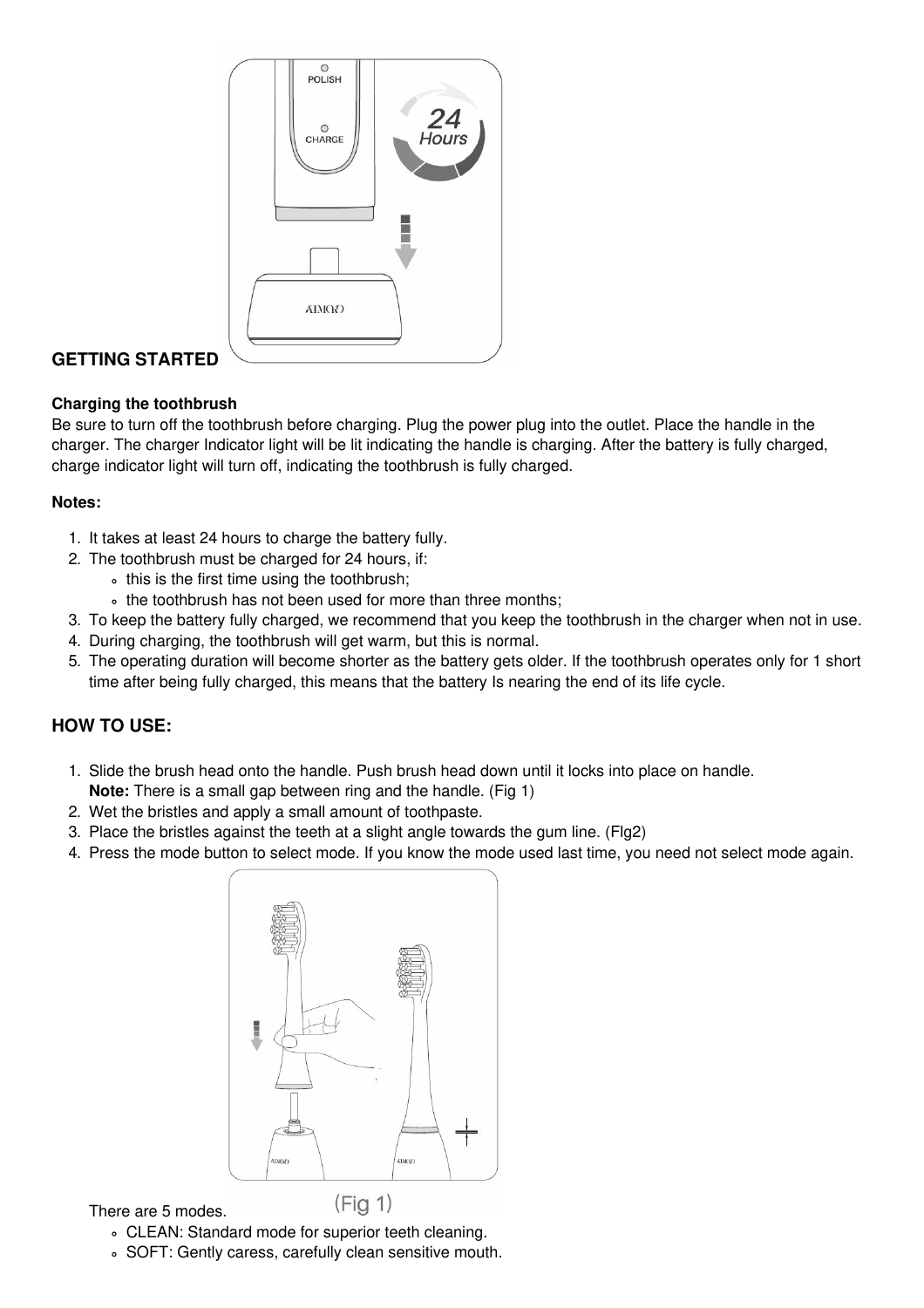## GETTING STARTED

**Charging the toothbrush**
Be sure to turn off the toothbrush before charging. Plug the power plug into the outlet. Place the handle in the charger. The charger Indicator light will be lit indicating the handle is charging. After the battery is fully charged, charge indicator light will turn off, indicating the toothbrush is fully charged.

**Notes:**

1. It takes at least 24 hours to charge the battery fully.
2. The toothbrush must be charged for 24 hours, if:
   - this is the first time using the toothbrush;
   - the toothbrush has not been used for more than three months;
3. To keep the battery fully charged, we recommend that you keep the toothbrush in the charger when not in use.
4. During charging, the toothbrush will get warm, but this is normal.
5. The operating duration will become shorter as the battery gets older. If the toothbrush operates only for 1 short time after being fully charged, this means that the battery Is nearing the end of its life cycle.

## HOW TO USE:

1. Slide the brush head onto the handle. Push brush head down until it locks into place on handle.
   **Note:** There is a small gap between ring and the handle. (Fig 1)
2. Wet the bristles and apply a small amount of toothpaste.
3. Place the bristles against the teeth at a slight angle towards the gum line. (Flg2)
4. Press the mode button to select mode. If you know the mode used last time, you need not select mode again.

(Fig 1)

   There are 5 modes.
   - CLEAN: Standard mode for superior teeth cleaning.
   - SOFT: Gently caress, carefully clean sensitive mouth.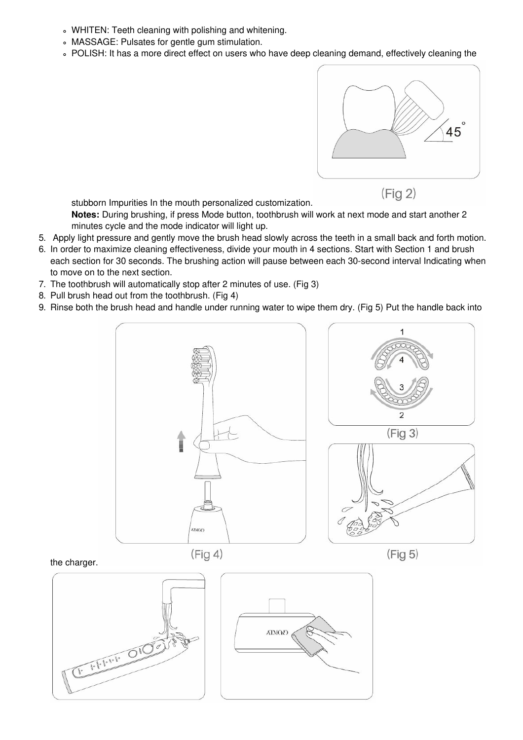- WHITEN: Teeth cleaning with polishing and whitening.
- MASSAGE: Pulsates for gentle gum stimulation.
- POLISH: It has a more direct effect on users who have deep cleaning demand, effectively cleaning the stubborn Impurities In the mouth personalized customization.

(Fig 2)

**Notes:** During brushing, if press Mode button, toothbrush will work at next mode and start another 2 minutes cycle and the mode indicator will light up.

5. Apply light pressure and gently move the brush head slowly across the teeth in a small back and forth motion.
6. In order to maximize cleaning effectiveness, divide your mouth in 4 sections. Start with Section 1 and brush each section for 30 seconds. The brushing action will pause between each 30-second interval Indicating when to move on to the next section.
7. The toothbrush will automatically stop after 2 minutes of use. (Fig 3)
8. Pull brush head out from the toothbrush. (Fig 4)
9. Rinse both the brush head and handle under running water to wipe them dry. (Fig 5) Put the handle back into the charger.

(Fig 4)

(Fig 3)

(Fig 5)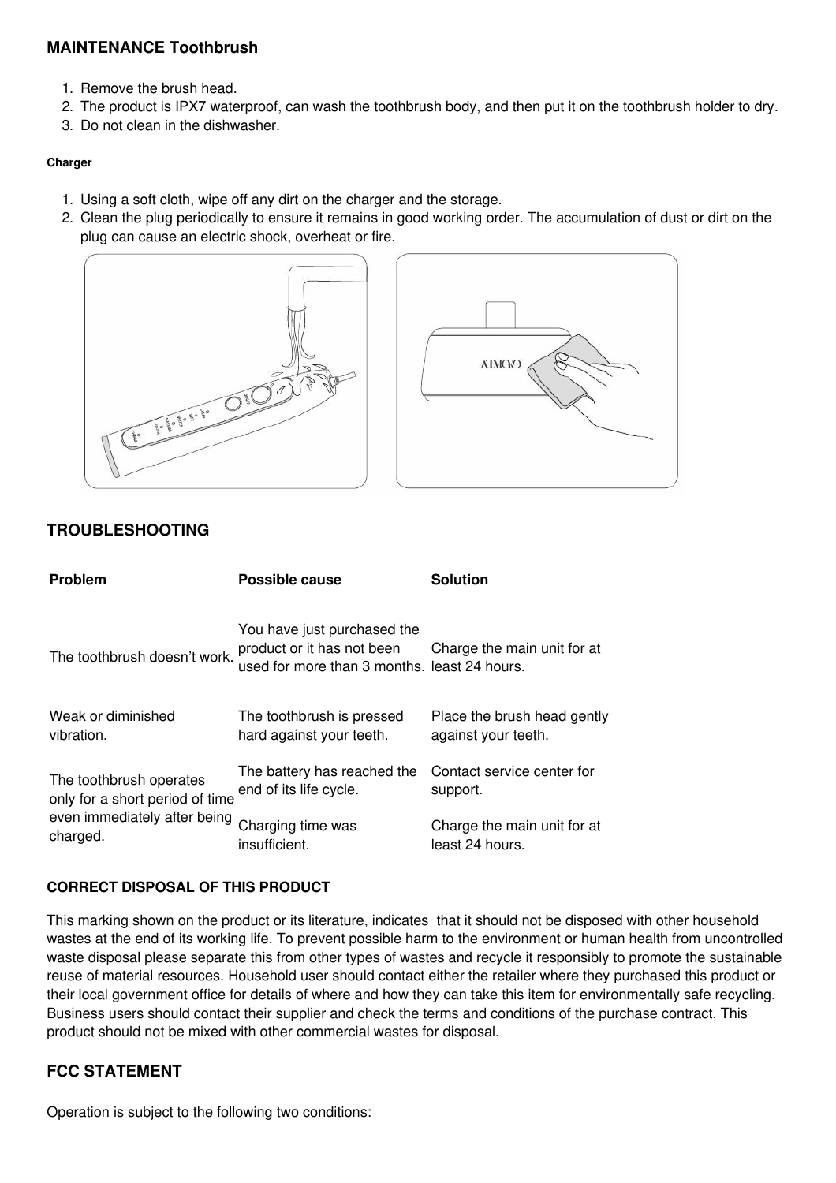## MAINTENANCE Toothbrush

1. Remove the brush head.
2. The product is IPX7 waterproof, can wash the toothbrush body, and then put it on the toothbrush holder to dry.
3. Do not clean in the dishwasher.

#### Charger

1. Using a soft cloth, wipe off any dirt on the charger and the storage.
2. Clean the plug periodically to ensure it remains in good working order. The accumulation of dust or dirt on the plug can cause an electric shock, overheat or fire.

## TROUBLESHOOTING

| Problem | Possible cause | Solution |
|---|---|---|
| The toothbrush doesn't work. | You have just purchased the product or it has not been used for more than 3 months. | Charge the main unit for at least 24 hours. |
| Weak or diminished vibration. | The toothbrush is pressed hard against your teeth. | Place the brush head gently against your teeth. |
| The toothbrush operates only for a short period of time even immediately after being charged. | The battery has reached the end of its life cycle. | Contact service center for support. |
| | Charging time was insufficient. | Charge the main unit for at least 24 hours. |

### CORRECT DISPOSAL OF THIS PRODUCT

This marking shown on the product or its literature, indicates that it should not be disposed with other household wastes at the end of its working life. To prevent possible harm to the environment or human health from uncontrolled waste disposal please separate this from other types of wastes and recycle it responsibly to promote the sustainable reuse of material resources. Household user should contact either the retailer where they purchased this product or their local government office for details of where and how they can take this item for environmentally safe recycling. Business users should contact their supplier and check the terms and conditions of the purchase contract. This product should not be mixed with other commercial wastes for disposal.

## FCC STATEMENT

Operation is subject to the following two conditions: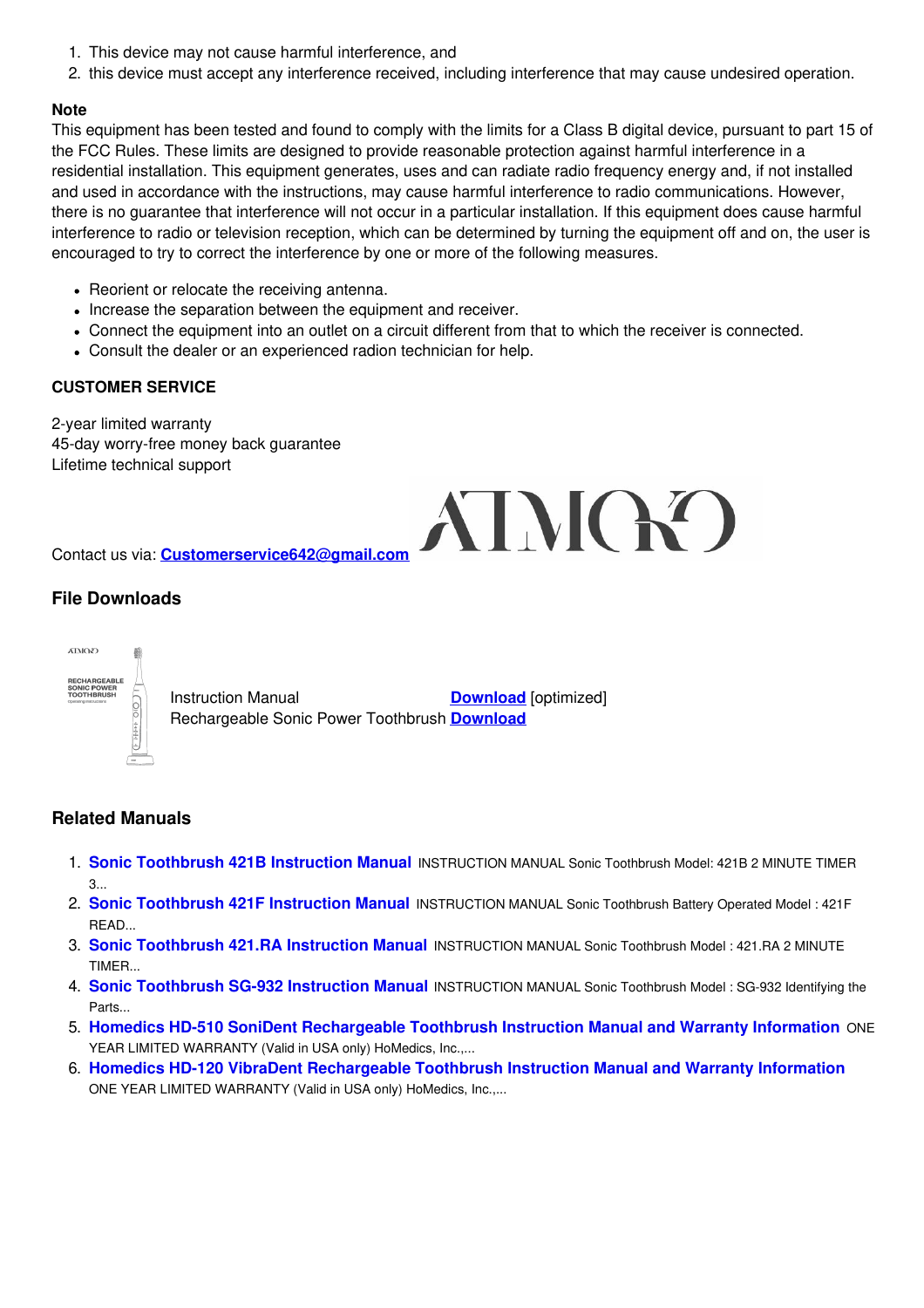1. This device may not cause harmful interference, and
2. this device must accept any interference received, including interference that may cause undesired operation.

**Note**

This equipment has been tested and found to comply with the limits for a Class B digital device, pursuant to part 15 of the FCC Rules. These limits are designed to provide reasonable protection against harmful interference in a residential installation. This equipment generates, uses and can radiate radio frequency energy and, if not installed and used in accordance with the instructions, may cause harmful interference to radio communications. However, there is no guarantee that interference will not occur in a particular installation. If this equipment does cause harmful interference to radio or television reception, which can be determined by turning the equipment off and on, the user is encouraged to try to correct the interference by one or more of the following measures.

- Reorient or relocate the receiving antenna.
- Increase the separation between the equipment and receiver.
- Connect the equipment into an outlet on a circuit different from that to which the receiver is connected.
- Consult the dealer or an experienced radion technician for help.

**CUSTOMER SERVICE**

2-year limited warranty
45-day worry-free money back guarantee
Lifetime technical support

Contact us via: **Customerservice642@gmail.com**

ATMOKO

## File Downloads

Instruction Manual **Download** [optimized]
Rechargeable Sonic Power Toothbrush **Download**

## Related Manuals

1. **Sonic Toothbrush 421B Instruction Manual** INSTRUCTION MANUAL Sonic Toothbrush Model: 421B 2 MINUTE TIMER 3...
2. **Sonic Toothbrush 421F Instruction Manual** INSTRUCTION MANUAL Sonic Toothbrush Battery Operated Model : 421F READ...
3. **Sonic Toothbrush 421.RA Instruction Manual** INSTRUCTION MANUAL Sonic Toothbrush Model : 421.RA 2 MINUTE TIMER...
4. **Sonic Toothbrush SG-932 Instruction Manual** INSTRUCTION MANUAL Sonic Toothbrush Model : SG-932 Identifying the Parts...
5. **Homedics HD-510 SoniDent Rechargeable Toothbrush Instruction Manual and Warranty Information** ONE YEAR LIMITED WARRANTY (Valid in USA only) HoMedics, Inc.,...
6. **Homedics HD-120 VibraDent Rechargeable Toothbrush Instruction Manual and Warranty Information** ONE YEAR LIMITED WARRANTY (Valid in USA only) HoMedics, Inc.,...